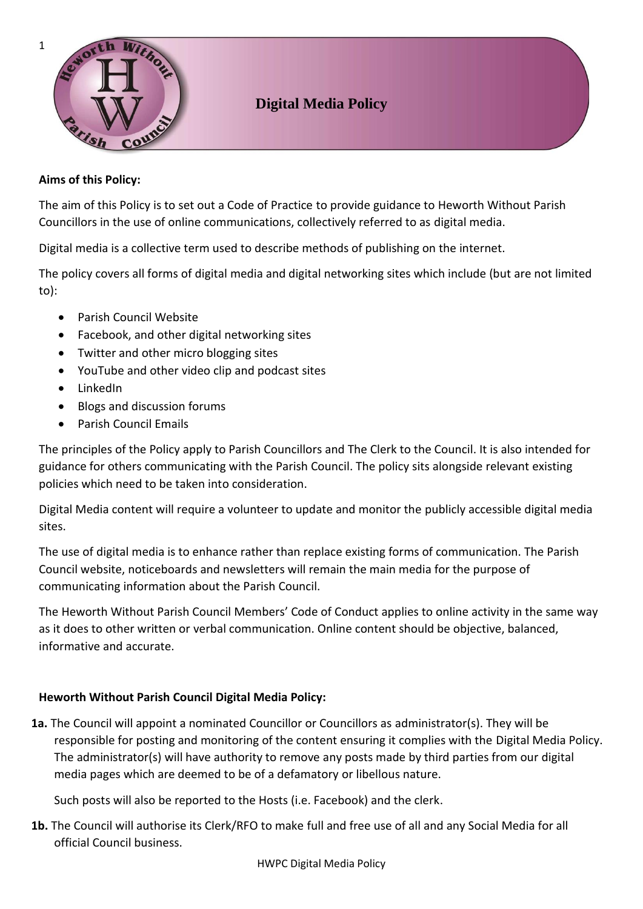# Digital Media Policy

**Aims of this Policy:**

The aim of this Policy is to set out a Code of Practice to provide guidance to Heworth Without Parish Councillors in the use of online communications, collectively referred to as digital media.

Digital media is a collective term used to describe methods of publishing on the internet.

The policy covers all forms of digital media and digital networking sites which include (but are not limited to):

- Parish Council Website
- Facebook, and other digital networking sites
- Twitter and other micro blogging sites
- YouTube and other video clip and podcast sites
- LinkedIn
- Blogs and discussion forums
- Parish Council Emails

The principles of the Policy apply to Parish Councillors and The Clerk to the Council. It is also intended for guidance for others communicating with the Parish Council. The policy sits alongside relevant existing policies which need to be taken into consideration.

Digital Media content will require a volunteer to update and monitor the publicly accessible digital media sites.

The use of digital media is to enhance rather than replace existing forms of communication. The Parish Council website, noticeboards and newsletters will remain the main media for the purpose of communicating information about the Parish Council.

The Heworth Without Parish Council Members' Code of Conduct applies to online activity in the same way as it does to other written or verbal communication. Online content should be objective, balanced, informative and accurate.

**Heworth Without Parish Council Digital Media Policy:**

**1a.** The Council will appoint a nominated Councillor or Councillors as administrator(s). They will be responsible for posting and monitoring of the content ensuring it complies with the Digital Media Policy. The administrator(s) will have authority to remove any posts made by third parties from our digital media pages which are deemed to be of a defamatory or libellous nature.

Such posts will also be reported to the Hosts (i.e. Facebook) and the clerk.

**1b.** The Council will authorise its Clerk/RFO to make full and free use of all and any Social Media for all official Council business.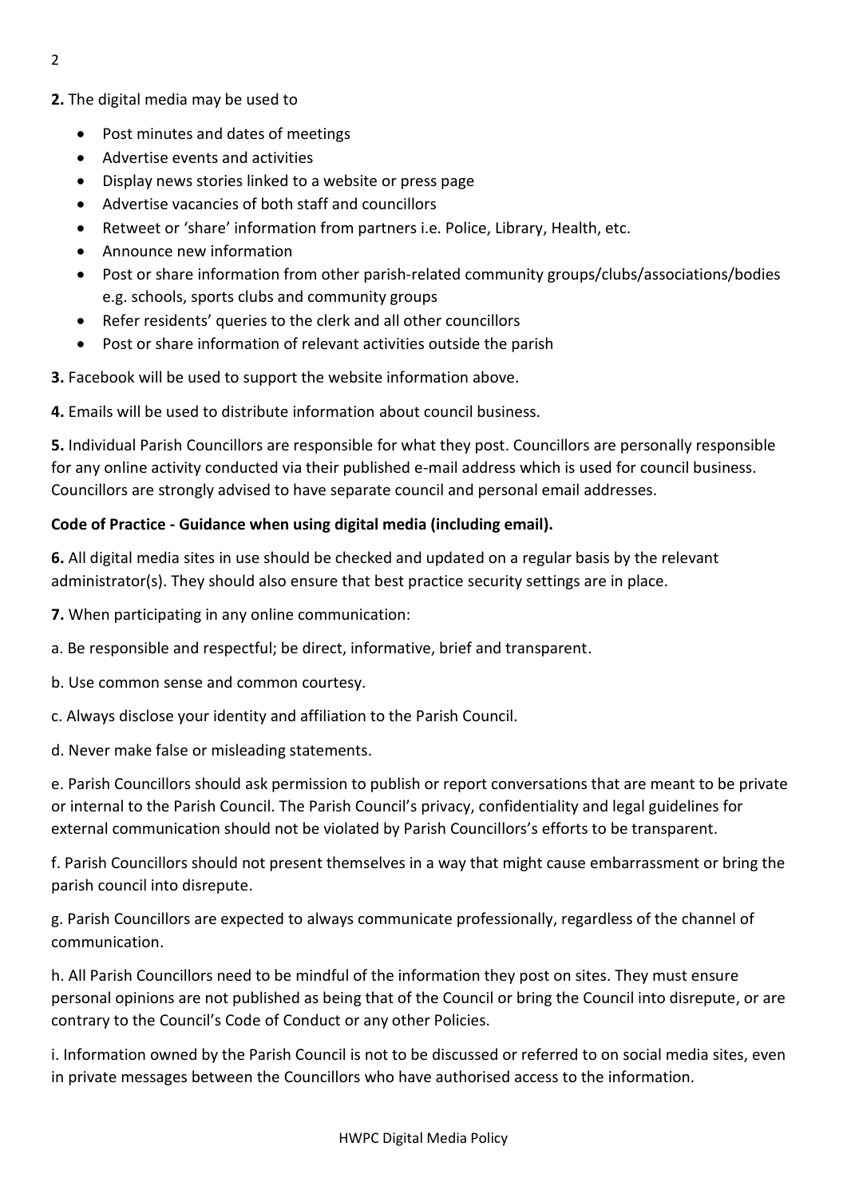**2.** The digital media may be used to

- Post minutes and dates of meetings
- Advertise events and activities
- Display news stories linked to a website or press page
- Advertise vacancies of both staff and councillors
- Retweet or 'share' information from partners i.e. Police, Library, Health, etc.
- Announce new information
- Post or share information from other parish-related community groups/clubs/associations/bodies e.g. schools, sports clubs and community groups
- Refer residents' queries to the clerk and all other councillors
- Post or share information of relevant activities outside the parish

**3.** Facebook will be used to support the website information above.

**4.** Emails will be used to distribute information about council business.

**5.** Individual Parish Councillors are responsible for what they post. Councillors are personally responsible for any online activity conducted via their published e-mail address which is used for council business. Councillors are strongly advised to have separate council and personal email addresses.

**Code of Practice - Guidance when using digital media (including email).**

**6.** All digital media sites in use should be checked and updated on a regular basis by the relevant administrator(s). They should also ensure that best practice security settings are in place.

**7.** When participating in any online communication:

a. Be responsible and respectful; be direct, informative, brief and transparent.

b. Use common sense and common courtesy.

c. Always disclose your identity and affiliation to the Parish Council.

d. Never make false or misleading statements.

e. Parish Councillors should ask permission to publish or report conversations that are meant to be private or internal to the Parish Council. The Parish Council's privacy, confidentiality and legal guidelines for external communication should not be violated by Parish Councillors's efforts to be transparent.

f. Parish Councillors should not present themselves in a way that might cause embarrassment or bring the parish council into disrepute.

g. Parish Councillors are expected to always communicate professionally, regardless of the channel of communication.

h. All Parish Councillors need to be mindful of the information they post on sites. They must ensure personal opinions are not published as being that of the Council or bring the Council into disrepute, or are contrary to the Council's Code of Conduct or any other Policies.

i. Information owned by the Parish Council is not to be discussed or referred to on social media sites, even in private messages between the Councillors who have authorised access to the information.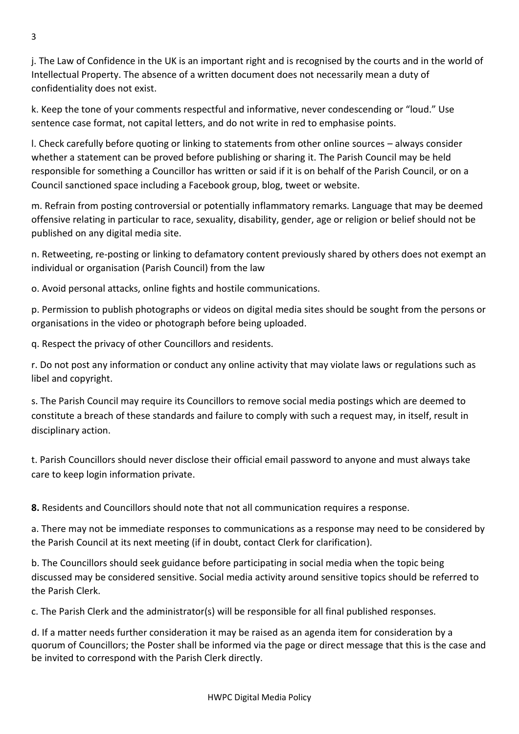j. The Law of Confidence in the UK is an important right and is recognised by the courts and in the world of Intellectual Property. The absence of a written document does not necessarily mean a duty of confidentiality does not exist.

k. Keep the tone of your comments respectful and informative, never condescending or "loud." Use sentence case format, not capital letters, and do not write in red to emphasise points.

l. Check carefully before quoting or linking to statements from other online sources – always consider whether a statement can be proved before publishing or sharing it. The Parish Council may be held responsible for something a Councillor has written or said if it is on behalf of the Parish Council, or on a Council sanctioned space including a Facebook group, blog, tweet or website.

m. Refrain from posting controversial or potentially inflammatory remarks. Language that may be deemed offensive relating in particular to race, sexuality, disability, gender, age or religion or belief should not be published on any digital media site.

n. Retweeting, re-posting or linking to defamatory content previously shared by others does not exempt an individual or organisation (Parish Council) from the law

o. Avoid personal attacks, online fights and hostile communications.

p. Permission to publish photographs or videos on digital media sites should be sought from the persons or organisations in the video or photograph before being uploaded.

q. Respect the privacy of other Councillors and residents.

r. Do not post any information or conduct any online activity that may violate laws or regulations such as libel and copyright.

s. The Parish Council may require its Councillors to remove social media postings which are deemed to constitute a breach of these standards and failure to comply with such a request may, in itself, result in disciplinary action.

t. Parish Councillors should never disclose their official email password to anyone and must always take care to keep login information private.

**8.** Residents and Councillors should note that not all communication requires a response.

a. There may not be immediate responses to communications as a response may need to be considered by the Parish Council at its next meeting (if in doubt, contact Clerk for clarification).

b. The Councillors should seek guidance before participating in social media when the topic being discussed may be considered sensitive. Social media activity around sensitive topics should be referred to the Parish Clerk.

c. The Parish Clerk and the administrator(s) will be responsible for all final published responses.

d. If a matter needs further consideration it may be raised as an agenda item for consideration by a quorum of Councillors; the Poster shall be informed via the page or direct message that this is the case and be invited to correspond with the Parish Clerk directly.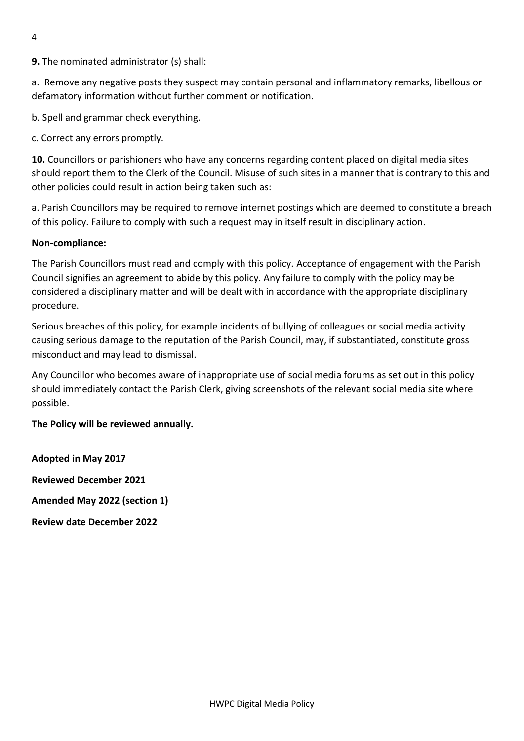**9.** The nominated administrator (s) shall:

a. Remove any negative posts they suspect may contain personal and inflammatory remarks, libellous or defamatory information without further comment or notification.

b. Spell and grammar check everything.

c. Correct any errors promptly.

**10.** Councillors or parishioners who have any concerns regarding content placed on digital media sites should report them to the Clerk of the Council. Misuse of such sites in a manner that is contrary to this and other policies could result in action being taken such as:

a. Parish Councillors may be required to remove internet postings which are deemed to constitute a breach of this policy. Failure to comply with such a request may in itself result in disciplinary action.

**Non-compliance:**

The Parish Councillors must read and comply with this policy. Acceptance of engagement with the Parish Council signifies an agreement to abide by this policy. Any failure to comply with the policy may be considered a disciplinary matter and will be dealt with in accordance with the appropriate disciplinary procedure.

Serious breaches of this policy, for example incidents of bullying of colleagues or social media activity causing serious damage to the reputation of the Parish Council, may, if substantiated, constitute gross misconduct and may lead to dismissal.

Any Councillor who becomes aware of inappropriate use of social media forums as set out in this policy should immediately contact the Parish Clerk, giving screenshots of the relevant social media site where possible.

**The Policy will be reviewed annually.**

**Adopted in May 2017**

**Reviewed December 2021**

**Amended May 2022 (section 1)**

**Review date December 2022**